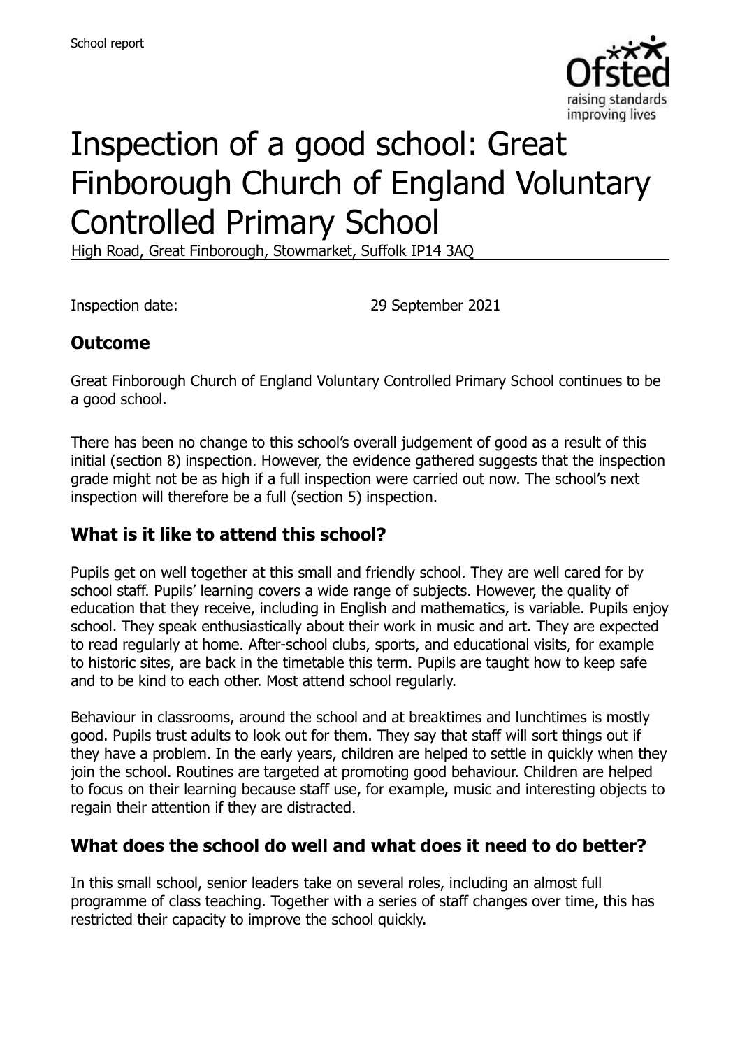School report

# Inspection of a good school: Great Finborough Church of England Voluntary Controlled Primary School

High Road, Great Finborough, Stowmarket, Suffolk IP14 3AQ

Inspection date: 29 September 2021

## Outcome

Great Finborough Church of England Voluntary Controlled Primary School continues to be a good school.

There has been no change to this school's overall judgement of good as a result of this initial (section 8) inspection. However, the evidence gathered suggests that the inspection grade might not be as high if a full inspection were carried out now. The school's next inspection will therefore be a full (section 5) inspection.

## What is it like to attend this school?

Pupils get on well together at this small and friendly school. They are well cared for by school staff. Pupils' learning covers a wide range of subjects. However, the quality of education that they receive, including in English and mathematics, is variable. Pupils enjoy school. They speak enthusiastically about their work in music and art. They are expected to read regularly at home. After-school clubs, sports, and educational visits, for example to historic sites, are back in the timetable this term. Pupils are taught how to keep safe and to be kind to each other. Most attend school regularly.

Behaviour in classrooms, around the school and at breaktimes and lunchtimes is mostly good. Pupils trust adults to look out for them. They say that staff will sort things out if they have a problem. In the early years, children are helped to settle in quickly when they join the school. Routines are targeted at promoting good behaviour. Children are helped to focus on their learning because staff use, for example, music and interesting objects to regain their attention if they are distracted.

## What does the school do well and what does it need to do better?

In this small school, senior leaders take on several roles, including an almost full programme of class teaching. Together with a series of staff changes over time, this has restricted their capacity to improve the school quickly.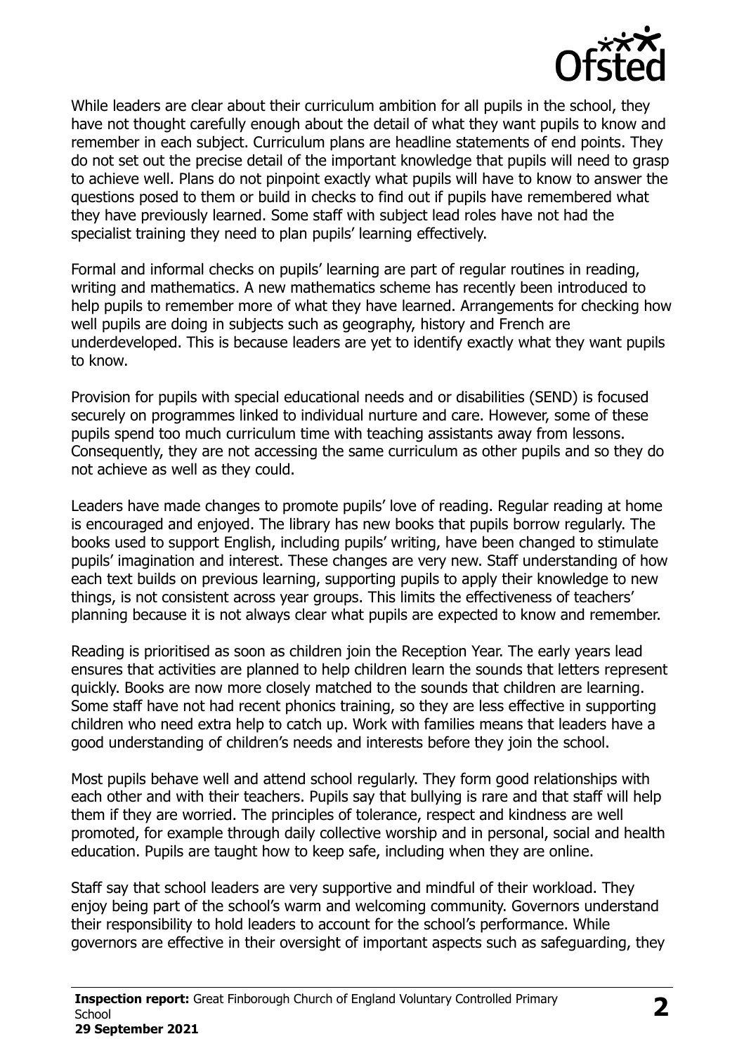While leaders are clear about their curriculum ambition for all pupils in the school, they have not thought carefully enough about the detail of what they want pupils to know and remember in each subject. Curriculum plans are headline statements of end points. They do not set out the precise detail of the important knowledge that pupils will need to grasp to achieve well. Plans do not pinpoint exactly what pupils will have to know to answer the questions posed to them or build in checks to find out if pupils have remembered what they have previously learned. Some staff with subject lead roles have not had the specialist training they need to plan pupils' learning effectively.

Formal and informal checks on pupils' learning are part of regular routines in reading, writing and mathematics. A new mathematics scheme has recently been introduced to help pupils to remember more of what they have learned. Arrangements for checking how well pupils are doing in subjects such as geography, history and French are underdeveloped. This is because leaders are yet to identify exactly what they want pupils to know.

Provision for pupils with special educational needs and or disabilities (SEND) is focused securely on programmes linked to individual nurture and care. However, some of these pupils spend too much curriculum time with teaching assistants away from lessons. Consequently, they are not accessing the same curriculum as other pupils and so they do not achieve as well as they could.

Leaders have made changes to promote pupils' love of reading. Regular reading at home is encouraged and enjoyed. The library has new books that pupils borrow regularly. The books used to support English, including pupils' writing, have been changed to stimulate pupils' imagination and interest. These changes are very new. Staff understanding of how each text builds on previous learning, supporting pupils to apply their knowledge to new things, is not consistent across year groups. This limits the effectiveness of teachers' planning because it is not always clear what pupils are expected to know and remember.

Reading is prioritised as soon as children join the Reception Year. The early years lead ensures that activities are planned to help children learn the sounds that letters represent quickly. Books are now more closely matched to the sounds that children are learning. Some staff have not had recent phonics training, so they are less effective in supporting children who need extra help to catch up. Work with families means that leaders have a good understanding of children's needs and interests before they join the school.

Most pupils behave well and attend school regularly. They form good relationships with each other and with their teachers. Pupils say that bullying is rare and that staff will help them if they are worried. The principles of tolerance, respect and kindness are well promoted, for example through daily collective worship and in personal, social and health education. Pupils are taught how to keep safe, including when they are online.

Staff say that school leaders are very supportive and mindful of their workload. They enjoy being part of the school's warm and welcoming community. Governors understand their responsibility to hold leaders to account for the school's performance. While governors are effective in their oversight of important aspects such as safeguarding, they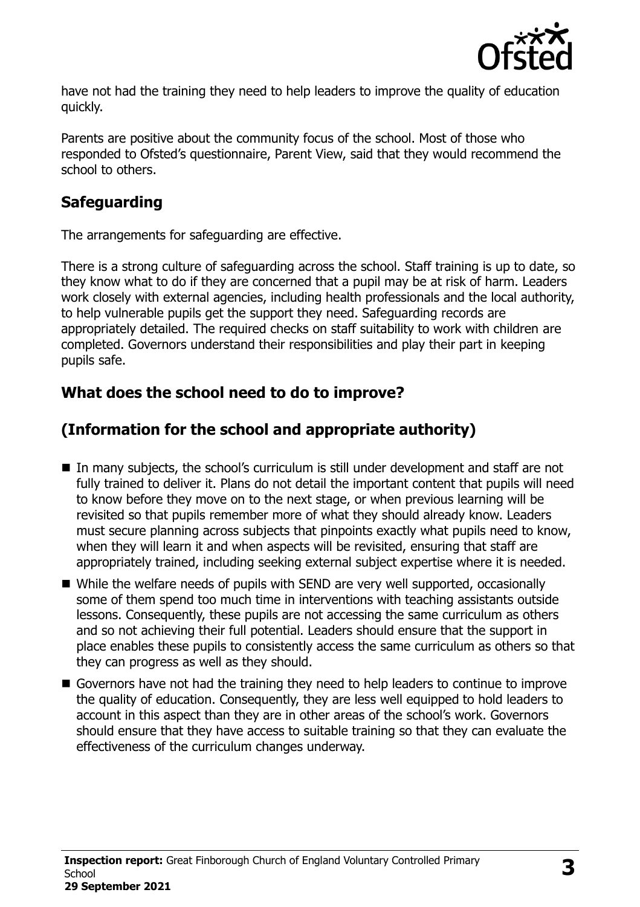have not had the training they need to help leaders to improve the quality of education quickly.

Parents are positive about the community focus of the school. Most of those who responded to Ofsted's questionnaire, Parent View, said that they would recommend the school to others.

## Safeguarding

The arrangements for safeguarding are effective.

There is a strong culture of safeguarding across the school. Staff training is up to date, so they know what to do if they are concerned that a pupil may be at risk of harm. Leaders work closely with external agencies, including health professionals and the local authority, to help vulnerable pupils get the support they need. Safeguarding records are appropriately detailed. The required checks on staff suitability to work with children are completed. Governors understand their responsibilities and play their part in keeping pupils safe.

## What does the school need to do to improve?

## (Information for the school and appropriate authority)

- In many subjects, the school's curriculum is still under development and staff are not fully trained to deliver it. Plans do not detail the important content that pupils will need to know before they move on to the next stage, or when previous learning will be revisited so that pupils remember more of what they should already know. Leaders must secure planning across subjects that pinpoints exactly what pupils need to know, when they will learn it and when aspects will be revisited, ensuring that staff are appropriately trained, including seeking external subject expertise where it is needed.
- While the welfare needs of pupils with SEND are very well supported, occasionally some of them spend too much time in interventions with teaching assistants outside lessons. Consequently, these pupils are not accessing the same curriculum as others and so not achieving their full potential. Leaders should ensure that the support in place enables these pupils to consistently access the same curriculum as others so that they can progress as well as they should.
- Governors have not had the training they need to help leaders to continue to improve the quality of education. Consequently, they are less well equipped to hold leaders to account in this aspect than they are in other areas of the school's work. Governors should ensure that they have access to suitable training so that they can evaluate the effectiveness of the curriculum changes underway.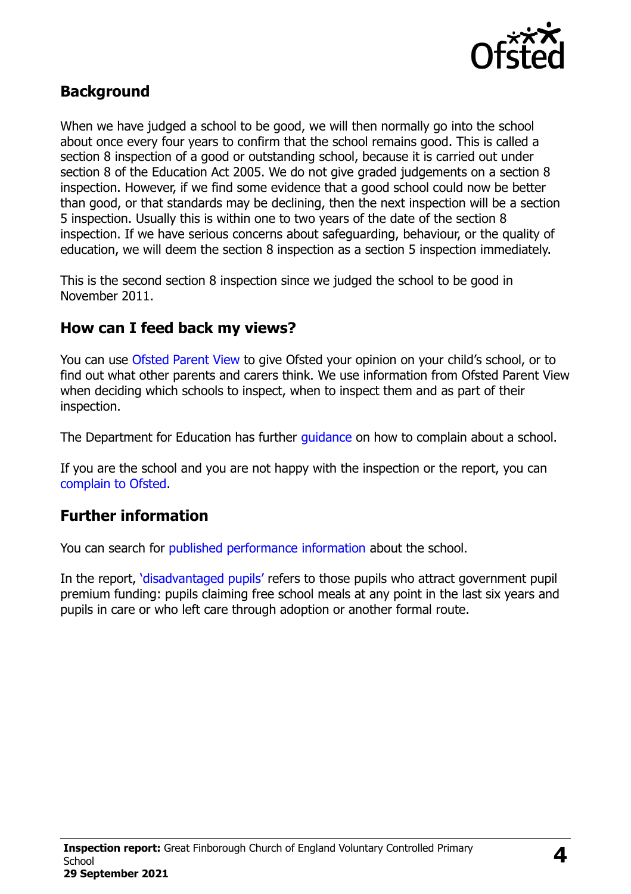## Background

When we have judged a school to be good, we will then normally go into the school about once every four years to confirm that the school remains good. This is called a section 8 inspection of a good or outstanding school, because it is carried out under section 8 of the Education Act 2005. We do not give graded judgements on a section 8 inspection. However, if we find some evidence that a good school could now be better than good, or that standards may be declining, then the next inspection will be a section 5 inspection. Usually this is within one to two years of the date of the section 8 inspection. If we have serious concerns about safeguarding, behaviour, or the quality of education, we will deem the section 8 inspection as a section 5 inspection immediately.

This is the second section 8 inspection since we judged the school to be good in November 2011.

## How can I feed back my views?

You can use Ofsted Parent View to give Ofsted your opinion on your child's school, or to find out what other parents and carers think. We use information from Ofsted Parent View when deciding which schools to inspect, when to inspect them and as part of their inspection.

The Department for Education has further guidance on how to complain about a school.

If you are the school and you are not happy with the inspection or the report, you can complain to Ofsted.

## Further information

You can search for published performance information about the school.

In the report, 'disadvantaged pupils' refers to those pupils who attract government pupil premium funding: pupils claiming free school meals at any point in the last six years and pupils in care or who left care through adoption or another formal route.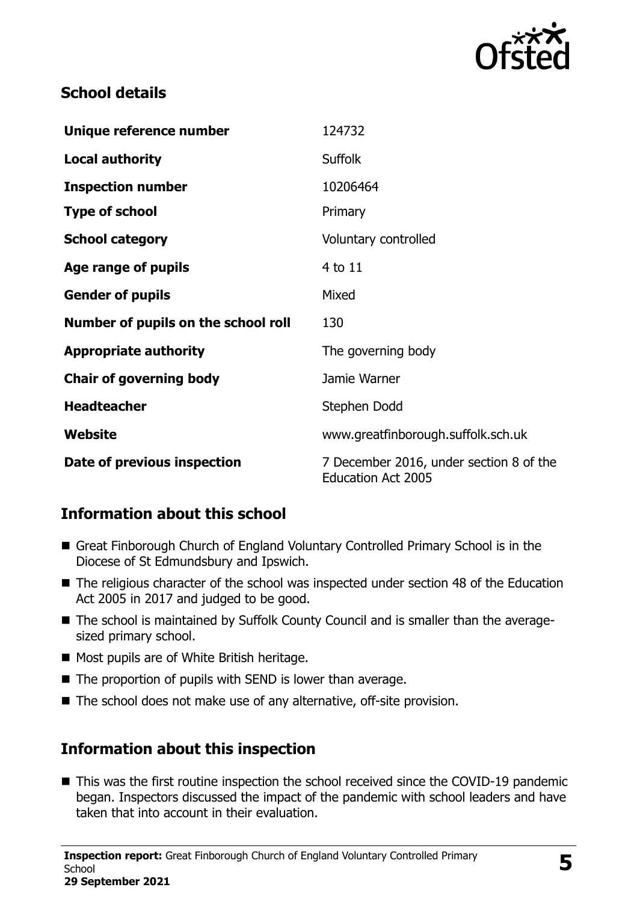## School details

| | |
|---|---|
| **Unique reference number** | 124732 |
| **Local authority** | Suffolk |
| **Inspection number** | 10206464 |
| **Type of school** | Primary |
| **School category** | Voluntary controlled |
| **Age range of pupils** | 4 to 11 |
| **Gender of pupils** | Mixed |
| **Number of pupils on the school roll** | 130 |
| **Appropriate authority** | The governing body |
| **Chair of governing body** | Jamie Warner |
| **Headteacher** | Stephen Dodd |
| **Website** | www.greatfinborough.suffolk.sch.uk |
| **Date of previous inspection** | 7 December 2016, under section 8 of the Education Act 2005 |

## Information about this school

- Great Finborough Church of England Voluntary Controlled Primary School is in the Diocese of St Edmundsbury and Ipswich.
- The religious character of the school was inspected under section 48 of the Education Act 2005 in 2017 and judged to be good.
- The school is maintained by Suffolk County Council and is smaller than the average-sized primary school.
- Most pupils are of White British heritage.
- The proportion of pupils with SEND is lower than average.
- The school does not make use of any alternative, off-site provision.

## Information about this inspection

- This was the first routine inspection the school received since the COVID-19 pandemic began. Inspectors discussed the impact of the pandemic with school leaders and have taken that into account in their evaluation.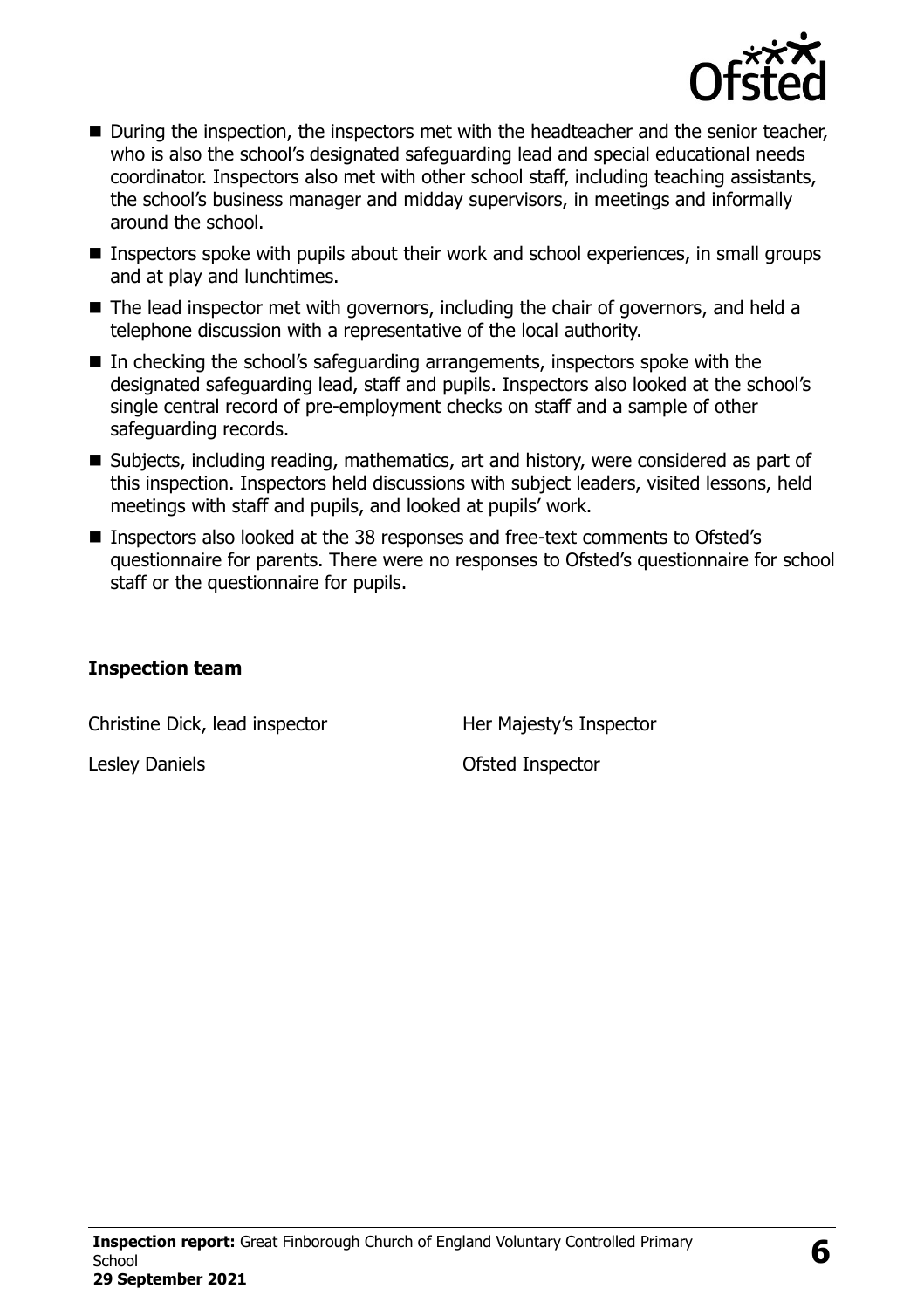- During the inspection, the inspectors met with the headteacher and the senior teacher, who is also the school's designated safeguarding lead and special educational needs coordinator. Inspectors also met with other school staff, including teaching assistants, the school's business manager and midday supervisors, in meetings and informally around the school.
- Inspectors spoke with pupils about their work and school experiences, in small groups and at play and lunchtimes.
- The lead inspector met with governors, including the chair of governors, and held a telephone discussion with a representative of the local authority.
- In checking the school's safeguarding arrangements, inspectors spoke with the designated safeguarding lead, staff and pupils. Inspectors also looked at the school's single central record of pre-employment checks on staff and a sample of other safeguarding records.
- Subjects, including reading, mathematics, art and history, were considered as part of this inspection. Inspectors held discussions with subject leaders, visited lessons, held meetings with staff and pupils, and looked at pupils' work.
- Inspectors also looked at the 38 responses and free-text comments to Ofsted's questionnaire for parents. There were no responses to Ofsted's questionnaire for school staff or the questionnaire for pupils.

**Inspection team**

| | |
|---|---|
| Christine Dick, lead inspector | Her Majesty's Inspector |
| Lesley Daniels | Ofsted Inspector |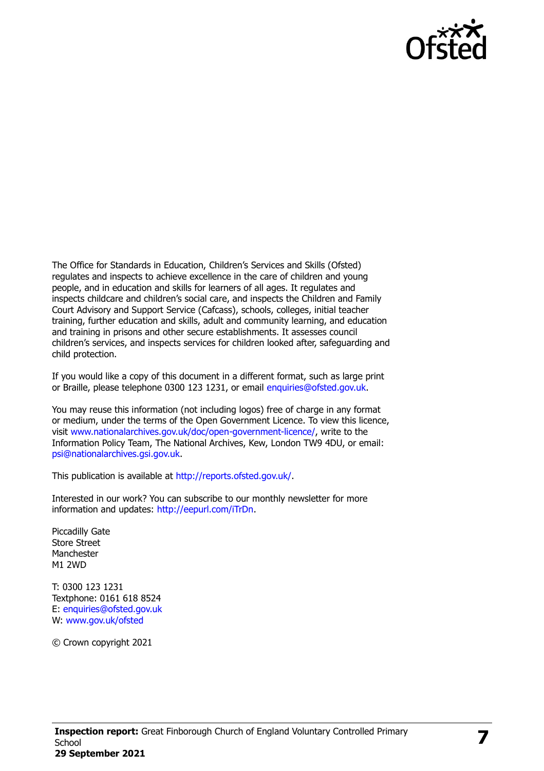The Office for Standards in Education, Children's Services and Skills (Ofsted) regulates and inspects to achieve excellence in the care of children and young people, and in education and skills for learners of all ages. It regulates and inspects childcare and children's social care, and inspects the Children and Family Court Advisory and Support Service (Cafcass), schools, colleges, initial teacher training, further education and skills, adult and community learning, and education and training in prisons and other secure establishments. It assesses council children's services, and inspects services for children looked after, safeguarding and child protection.

If you would like a copy of this document in a different format, such as large print or Braille, please telephone 0300 123 1231, or email enquiries@ofsted.gov.uk.

You may reuse this information (not including logos) free of charge in any format or medium, under the terms of the Open Government Licence. To view this licence, visit www.nationalarchives.gov.uk/doc/open-government-licence/, write to the Information Policy Team, The National Archives, Kew, London TW9 4DU, or email: psi@nationalarchives.gsi.gov.uk.

This publication is available at http://reports.ofsted.gov.uk/.

Interested in our work? You can subscribe to our monthly newsletter for more information and updates: http://eepurl.com/iTrDn.

Piccadilly Gate
Store Street
Manchester
M1 2WD

T: 0300 123 1231
Textphone: 0161 618 8524
E: enquiries@ofsted.gov.uk
W: www.gov.uk/ofsted

© Crown copyright 2021